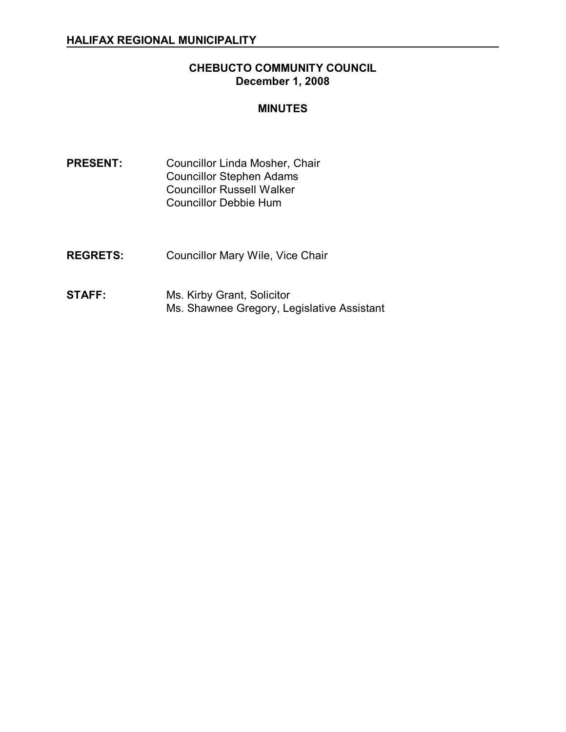**HALIFAX REGIONAL MUNICIPALITY**

# CHEBUCTO COMMUNITY COUNCIL
## December 1, 2008

## MINUTES

**PRESENT:** Councillor Linda Mosher, Chair
Councillor Stephen Adams
Councillor Russell Walker
Councillor Debbie Hum

**REGRETS:** Councillor Mary Wile, Vice Chair

**STAFF:** Ms. Kirby Grant, Solicitor
Ms. Shawnee Gregory, Legislative Assistant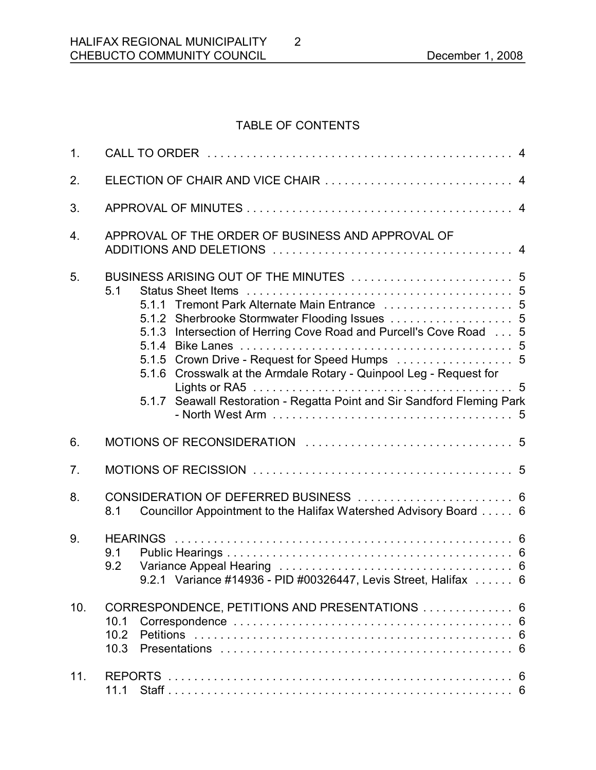## TABLE OF CONTENTS

1. CALL TO ORDER . . . . . . . . . . . . . . . . . . . . . . . . . . . . . . . . . . . . . . . . . . . . . . . 4
2. ELECTION OF CHAIR AND VICE CHAIR . . . . . . . . . . . . . . . . . . . . . . . . . . . . . 4
3. APPROVAL OF MINUTES . . . . . . . . . . . . . . . . . . . . . . . . . . . . . . . . . . . . . . . . . 4
4. APPROVAL OF THE ORDER OF BUSINESS AND APPROVAL OF ADDITIONS AND DELETIONS . . . . . . . . . . . . . . . . . . . . . . . . . . . . . . . . . . . . 4
5. BUSINESS ARISING OUT OF THE MINUTES . . . . . . . . . . . . . . . . . . . . . . . . . 5
   - 5.1 Status Sheet Items . . . . . . . . . . . . . . . . . . . . . . . . . . . . . . . . . . . . . . . . . 5
     - 5.1.1 Tremont Park Alternate Main Entrance . . . . . . . . . . . . . . . . . . . 5
     - 5.1.2 Sherbrooke Stormwater Flooding Issues . . . . . . . . . . . . . . . . . . 5
     - 5.1.3 Intersection of Herring Cove Road and Purcell's Cove Road . . . 5
     - 5.1.4 Bike Lanes . . . . . . . . . . . . . . . . . . . . . . . . . . . . . . . . . . . . . . . . . 5
     - 5.1.5 Crown Drive - Request for Speed Humps . . . . . . . . . . . . . . . . . 5
     - 5.1.6 Crosswalk at the Armdale Rotary - Quinpool Leg - Request for Lights or RA5 . . . . . . . . . . . . . . . . . . . . . . . . . . . . . . . . . . . . . . . 5
     - 5.1.7 Seawall Restoration - Regatta Point and Sir Sandford Fleming Park - North West Arm . . . . . . . . . . . . . . . . . . . . . . . . . . . . . . . . . . . . 5
6. MOTIONS OF RECONSIDERATION . . . . . . . . . . . . . . . . . . . . . . . . . . . . . . . . 5
7. MOTIONS OF RECISSION . . . . . . . . . . . . . . . . . . . . . . . . . . . . . . . . . . . . . . . 5
8. CONSIDERATION OF DEFERRED BUSINESS . . . . . . . . . . . . . . . . . . . . . . . 6
   - 8.1 Councillor Appointment to the Halifax Watershed Advisory Board . . . . . 6
9. HEARINGS . . . . . . . . . . . . . . . . . . . . . . . . . . . . . . . . . . . . . . . . . . . . . . . . . . . . 6
   - 9.1 Public Hearings . . . . . . . . . . . . . . . . . . . . . . . . . . . . . . . . . . . . . . . . . . . . 6
   - 9.2 Variance Appeal Hearing . . . . . . . . . . . . . . . . . . . . . . . . . . . . . . . . . . . . 6
     - 9.2.1 Variance #14936 - PID #00326447, Levis Street, Halifax . . . . . . 6
10. CORRESPONDENCE, PETITIONS AND PRESENTATIONS . . . . . . . . . . . . . . 6
    - 10.1 Correspondence . . . . . . . . . . . . . . . . . . . . . . . . . . . . . . . . . . . . . . . . . . . 6
    - 10.2 Petitions . . . . . . . . . . . . . . . . . . . . . . . . . . . . . . . . . . . . . . . . . . . . . . . . 6
    - 10.3 Presentations . . . . . . . . . . . . . . . . . . . . . . . . . . . . . . . . . . . . . . . . . . . . 6
11. REPORTS . . . . . . . . . . . . . . . . . . . . . . . . . . . . . . . . . . . . . . . . . . . . . . . . . . . . 6
    - 11.1 Staff . . . . . . . . . . . . . . . . . . . . . . . . . . . . . . . . . . . . . . . . . . . . . . . . . . . . 6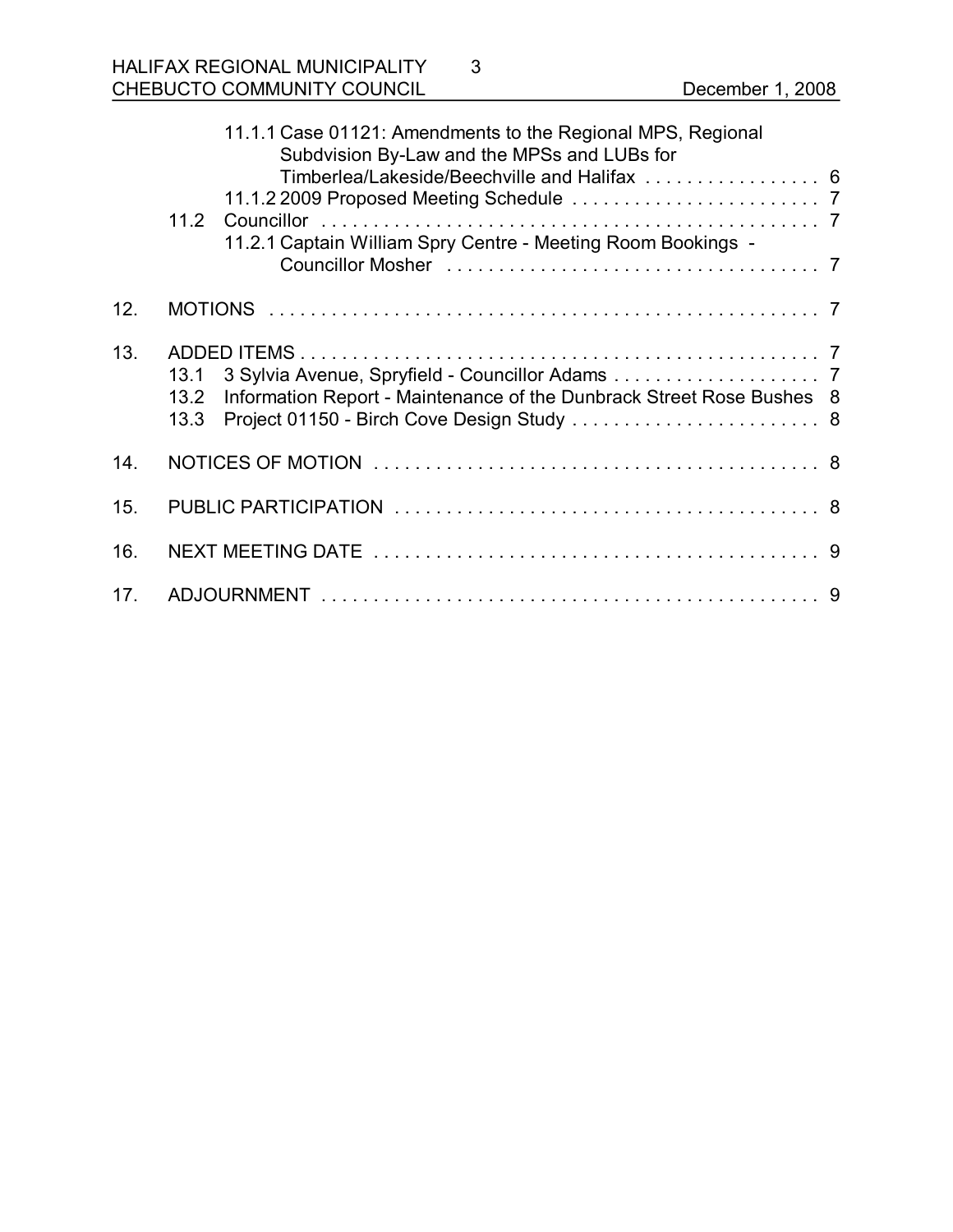11.1.1 Case 01121: Amendments to the Regional MPS, Regional Subdvision By-Law and the MPSs and LUBs for Timberlea/Lakeside/Beechville and Halifax . . . . . . . . . . . . . . . . . 6
11.1.2 2009 Proposed Meeting Schedule . . . . . . . . . . . . . . . . . . . . . . . . 7
11.2 Councillor . . . . . . . . . . . . . . . . . . . . . . . . . . . . . . . . . . . . . . . . . . . . . . . . 7
11.2.1 Captain William Spry Centre - Meeting Room Bookings - Councillor Mosher . . . . . . . . . . . . . . . . . . . . . . . . . . . . . . . . . . . . 7

12. MOTIONS . . . . . . . . . . . . . . . . . . . . . . . . . . . . . . . . . . . . . . . . . . . . . . . . . . . . 7

13. ADDED ITEMS . . . . . . . . . . . . . . . . . . . . . . . . . . . . . . . . . . . . . . . . . . . . . . . . . 7
13.1 3 Sylvia Avenue, Spryfield - Councillor Adams . . . . . . . . . . . . . . . . . . . . 7
13.2 Information Report - Maintenance of the Dunbrack Street Rose Bushes 8
13.3 Project 01150 - Birch Cove Design Study . . . . . . . . . . . . . . . . . . . . . . . . 8

14. NOTICES OF MOTION . . . . . . . . . . . . . . . . . . . . . . . . . . . . . . . . . . . . . . . . . . . 8

15. PUBLIC PARTICIPATION . . . . . . . . . . . . . . . . . . . . . . . . . . . . . . . . . . . . . . . . 8

16. NEXT MEETING DATE . . . . . . . . . . . . . . . . . . . . . . . . . . . . . . . . . . . . . . . . . . . 9

17. ADJOURNMENT . . . . . . . . . . . . . . . . . . . . . . . . . . . . . . . . . . . . . . . . . . . . . . . . 9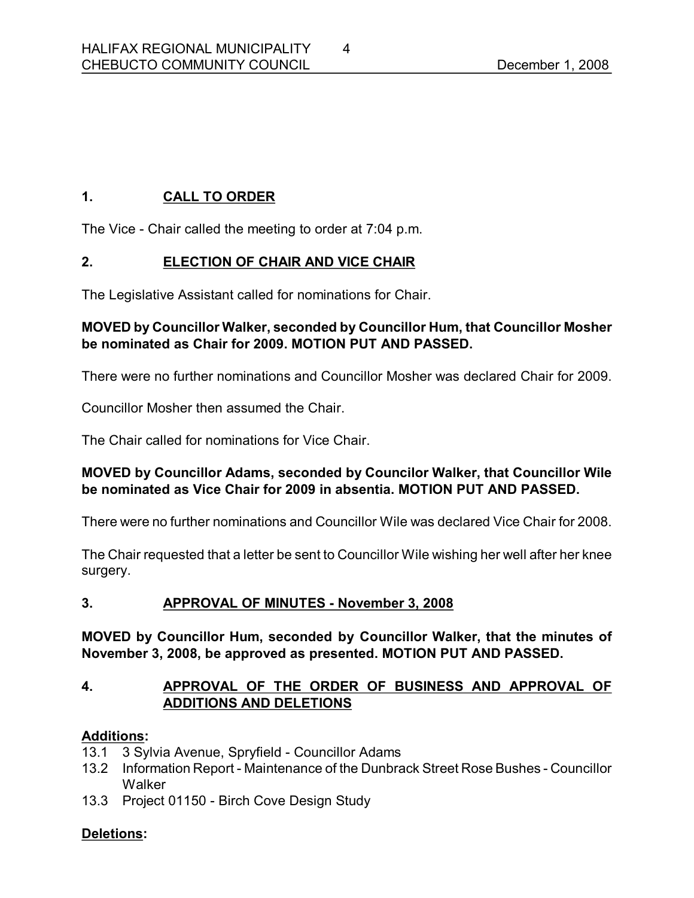## 1. CALL TO ORDER

The Vice - Chair called the meeting to order at 7:04 p.m.

## 2. ELECTION OF CHAIR AND VICE CHAIR

The Legislative Assistant called for nominations for Chair.

**MOVED by Councillor Walker, seconded by Councillor Hum, that Councillor Mosher be nominated as Chair for 2009. MOTION PUT AND PASSED.**

There were no further nominations and Councillor Mosher was declared Chair for 2009.

Councillor Mosher then assumed the Chair.

The Chair called for nominations for Vice Chair.

**MOVED by Councillor Adams, seconded by Councilor Walker, that Councillor Wile be nominated as Vice Chair for 2009 in absentia. MOTION PUT AND PASSED.**

There were no further nominations and Councillor Wile was declared Vice Chair for 2008.

The Chair requested that a letter be sent to Councillor Wile wishing her well after her knee surgery.

## 3. APPROVAL OF MINUTES - November 3, 2008

**MOVED by Councillor Hum, seconded by Councillor Walker, that the minutes of November 3, 2008, be approved as presented. MOTION PUT AND PASSED.**

## 4. APPROVAL OF THE ORDER OF BUSINESS AND APPROVAL OF ADDITIONS AND DELETIONS

**Additions:**

13.1 3 Sylvia Avenue, Spryfield - Councillor Adams
13.2 Information Report - Maintenance of the Dunbrack Street Rose Bushes - Councillor Walker
13.3 Project 01150 - Birch Cove Design Study

**Deletions:**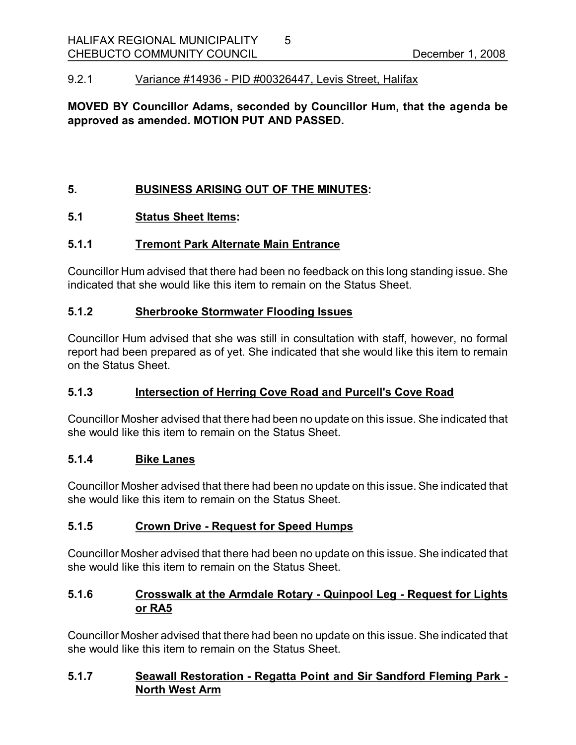9.2.1 Variance #14936 - PID #00326447, Levis Street, Halifax

**MOVED BY Councillor Adams, seconded by Councillor Hum, that the agenda be approved as amended. MOTION PUT AND PASSED.**

## 5. BUSINESS ARISING OUT OF THE MINUTES:

### 5.1 Status Sheet Items:

#### 5.1.1 Tremont Park Alternate Main Entrance

Councillor Hum advised that there had been no feedback on this long standing issue. She indicated that she would like this item to remain on the Status Sheet.

#### 5.1.2 Sherbrooke Stormwater Flooding Issues

Councillor Hum advised that she was still in consultation with staff, however, no formal report had been prepared as of yet. She indicated that she would like this item to remain on the Status Sheet.

#### 5.1.3 Intersection of Herring Cove Road and Purcell's Cove Road

Councillor Mosher advised that there had been no update on this issue. She indicated that she would like this item to remain on the Status Sheet.

#### 5.1.4 Bike Lanes

Councillor Mosher advised that there had been no update on this issue. She indicated that she would like this item to remain on the Status Sheet.

#### 5.1.5 Crown Drive - Request for Speed Humps

Councillor Mosher advised that there had been no update on this issue. She indicated that she would like this item to remain on the Status Sheet.

#### 5.1.6 Crosswalk at the Armdale Rotary - Quinpool Leg - Request for Lights or RA5

Councillor Mosher advised that there had been no update on this issue. She indicated that she would like this item to remain on the Status Sheet.

#### 5.1.7 Seawall Restoration - Regatta Point and Sir Sandford Fleming Park - North West Arm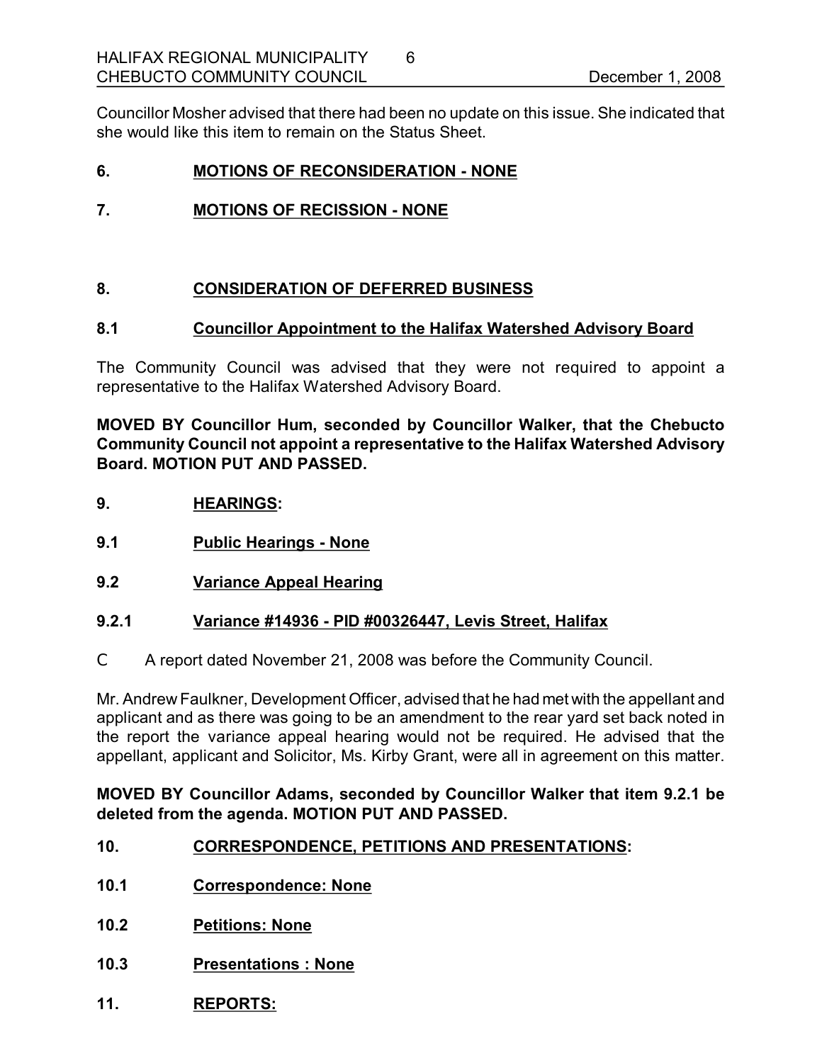Councillor Mosher advised that there had been no update on this issue. She indicated that she would like this item to remain on the Status Sheet.

## 6. MOTIONS OF RECONSIDERATION - NONE

## 7. MOTIONS OF RECISSION - NONE

## 8. CONSIDERATION OF DEFERRED BUSINESS

### 8.1 Councillor Appointment to the Halifax Watershed Advisory Board

The Community Council was advised that they were not required to appoint a representative to the Halifax Watershed Advisory Board.

**MOVED BY Councillor Hum, seconded by Councillor Walker, that the Chebucto Community Council not appoint a representative to the Halifax Watershed Advisory Board. MOTION PUT AND PASSED.**

## 9. HEARINGS:

### 9.1 Public Hearings - None

### 9.2 Variance Appeal Hearing

### 9.2.1 Variance #14936 - PID #00326447, Levis Street, Halifax

- A report dated November 21, 2008 was before the Community Council.

Mr. Andrew Faulkner, Development Officer, advised that he had met with the appellant and applicant and as there was going to be an amendment to the rear yard set back noted in the report the variance appeal hearing would not be required. He advised that the appellant, applicant and Solicitor, Ms. Kirby Grant, were all in agreement on this matter.

**MOVED BY Councillor Adams, seconded by Councillor Walker that item 9.2.1 be deleted from the agenda. MOTION PUT AND PASSED.**

## 10. CORRESPONDENCE, PETITIONS AND PRESENTATIONS:

### 10.1 Correspondence: None

### 10.2 Petitions: None

### 10.3 Presentations : None

## 11. REPORTS: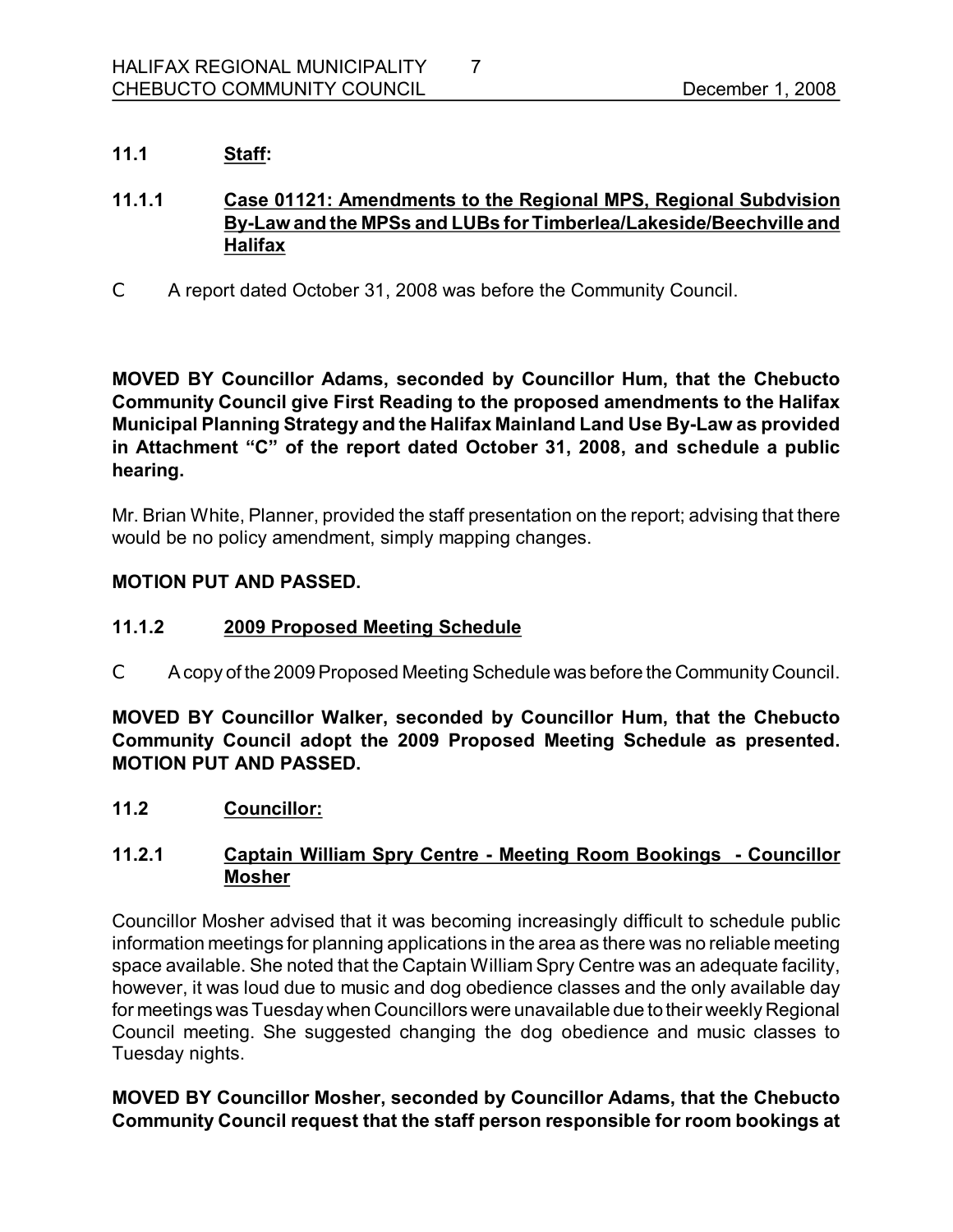## 11.1 Staff:

### 11.1.1 Case 01121: Amendments to the Regional MPS, Regional Subdvision By-Law and the MPSs and LUBs for Timberlea/Lakeside/Beechville and Halifax

- A report dated October 31, 2008 was before the Community Council.

**MOVED BY Councillor Adams, seconded by Councillor Hum, that the Chebucto Community Council give First Reading to the proposed amendments to the Halifax Municipal Planning Strategy and the Halifax Mainland Land Use By-Law as provided in Attachment "C" of the report dated October 31, 2008, and schedule a public hearing.**

Mr. Brian White, Planner, provided the staff presentation on the report; advising that there would be no policy amendment, simply mapping changes.

**MOTION PUT AND PASSED.**

### 11.1.2 2009 Proposed Meeting Schedule

- A copy of the 2009 Proposed Meeting Schedule was before the Community Council.

**MOVED BY Councillor Walker, seconded by Councillor Hum, that the Chebucto Community Council adopt the 2009 Proposed Meeting Schedule as presented. MOTION PUT AND PASSED.**

## 11.2 Councillor:

### 11.2.1 Captain William Spry Centre - Meeting Room Bookings - Councillor Mosher

Councillor Mosher advised that it was becoming increasingly difficult to schedule public information meetings for planning applications in the area as there was no reliable meeting space available. She noted that the Captain William Spry Centre was an adequate facility, however, it was loud due to music and dog obedience classes and the only available day for meetings was Tuesday when Councillors were unavailable due to their weekly Regional Council meeting. She suggested changing the dog obedience and music classes to Tuesday nights.

**MOVED BY Councillor Mosher, seconded by Councillor Adams, that the Chebucto Community Council request that the staff person responsible for room bookings at**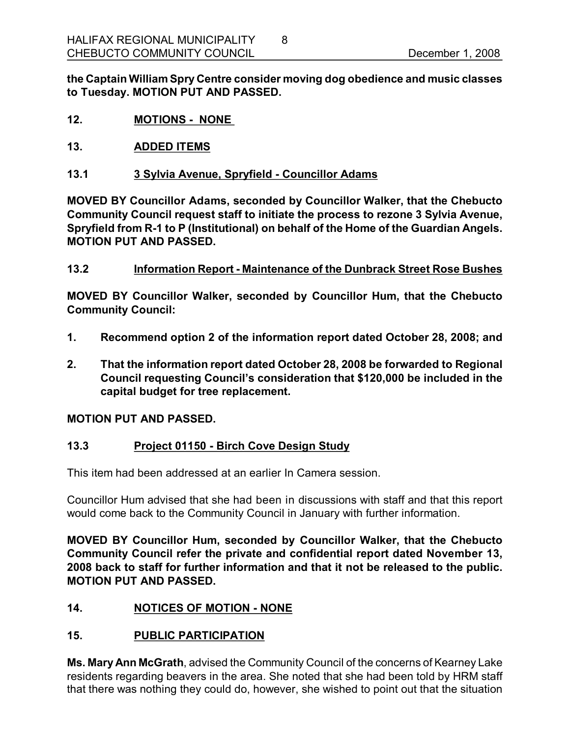**the Captain William Spry Centre consider moving dog obedience and music classes to Tuesday. MOTION PUT AND PASSED.**

## 12. MOTIONS - NONE

## 13. ADDED ITEMS

### 13.1 3 Sylvia Avenue, Spryfield - Councillor Adams

**MOVED BY Councillor Adams, seconded by Councillor Walker, that the Chebucto Community Council request staff to initiate the process to rezone 3 Sylvia Avenue, Spryfield from R-1 to P (Institutional) on behalf of the Home of the Guardian Angels. MOTION PUT AND PASSED.**

### 13.2 Information Report - Maintenance of the Dunbrack Street Rose Bushes

**MOVED BY Councillor Walker, seconded by Councillor Hum, that the Chebucto Community Council:**

1. **Recommend option 2 of the information report dated October 28, 2008; and**
2. **That the information report dated October 28, 2008 be forwarded to Regional Council requesting Council's consideration that $120,000 be included in the capital budget for tree replacement.**

**MOTION PUT AND PASSED.**

### 13.3 Project 01150 - Birch Cove Design Study

This item had been addressed at an earlier In Camera session.

Councillor Hum advised that she had been in discussions with staff and that this report would come back to the Community Council in January with further information.

**MOVED BY Councillor Hum, seconded by Councillor Walker, that the Chebucto Community Council refer the private and confidential report dated November 13, 2008 back to staff for further information and that it not be released to the public. MOTION PUT AND PASSED.**

## 14. NOTICES OF MOTION - NONE

## 15. PUBLIC PARTICIPATION

**Ms. Mary Ann McGrath**, advised the Community Council of the concerns of Kearney Lake residents regarding beavers in the area. She noted that she had been told by HRM staff that there was nothing they could do, however, she wished to point out that the situation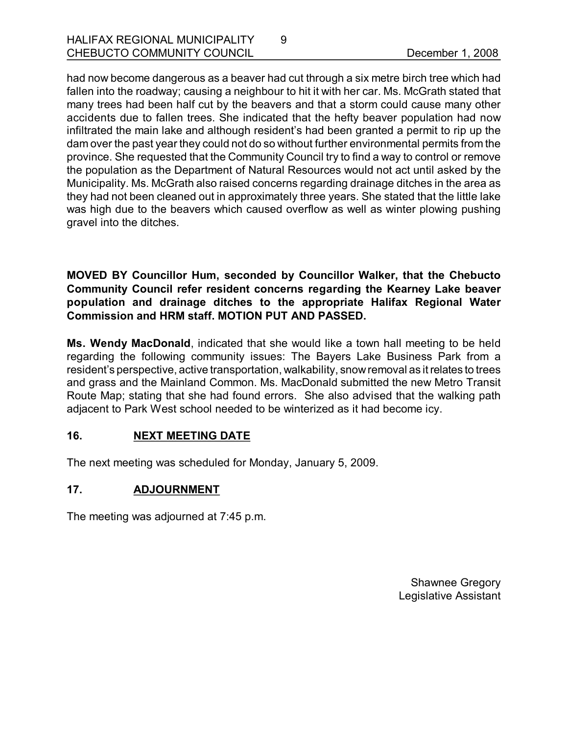had now become dangerous as a beaver had cut through a six metre birch tree which had fallen into the roadway; causing a neighbour to hit it with her car. Ms. McGrath stated that many trees had been half cut by the beavers and that a storm could cause many other accidents due to fallen trees. She indicated that the hefty beaver population had now infiltrated the main lake and although resident's had been granted a permit to rip up the dam over the past year they could not do so without further environmental permits from the province. She requested that the Community Council try to find a way to control or remove the population as the Department of Natural Resources would not act until asked by the Municipality. Ms. McGrath also raised concerns regarding drainage ditches in the area as they had not been cleaned out in approximately three years. She stated that the little lake was high due to the beavers which caused overflow as well as winter plowing pushing gravel into the ditches.

**MOVED BY Councillor Hum, seconded by Councillor Walker, that the Chebucto Community Council refer resident concerns regarding the Kearney Lake beaver population and drainage ditches to the appropriate Halifax Regional Water Commission and HRM staff. MOTION PUT AND PASSED.**

**Ms. Wendy MacDonald**, indicated that she would like a town hall meeting to be held regarding the following community issues: The Bayers Lake Business Park from a resident's perspective, active transportation, walkability, snow removal as it relates to trees and grass and the Mainland Common. Ms. MacDonald submitted the new Metro Transit Route Map; stating that she had found errors. She also advised that the walking path adjacent to Park West school needed to be winterized as it had become icy.

## 16. NEXT MEETING DATE

The next meeting was scheduled for Monday, January 5, 2009.

## 17. ADJOURNMENT

The meeting was adjourned at 7:45 p.m.

Shawnee Gregory
Legislative Assistant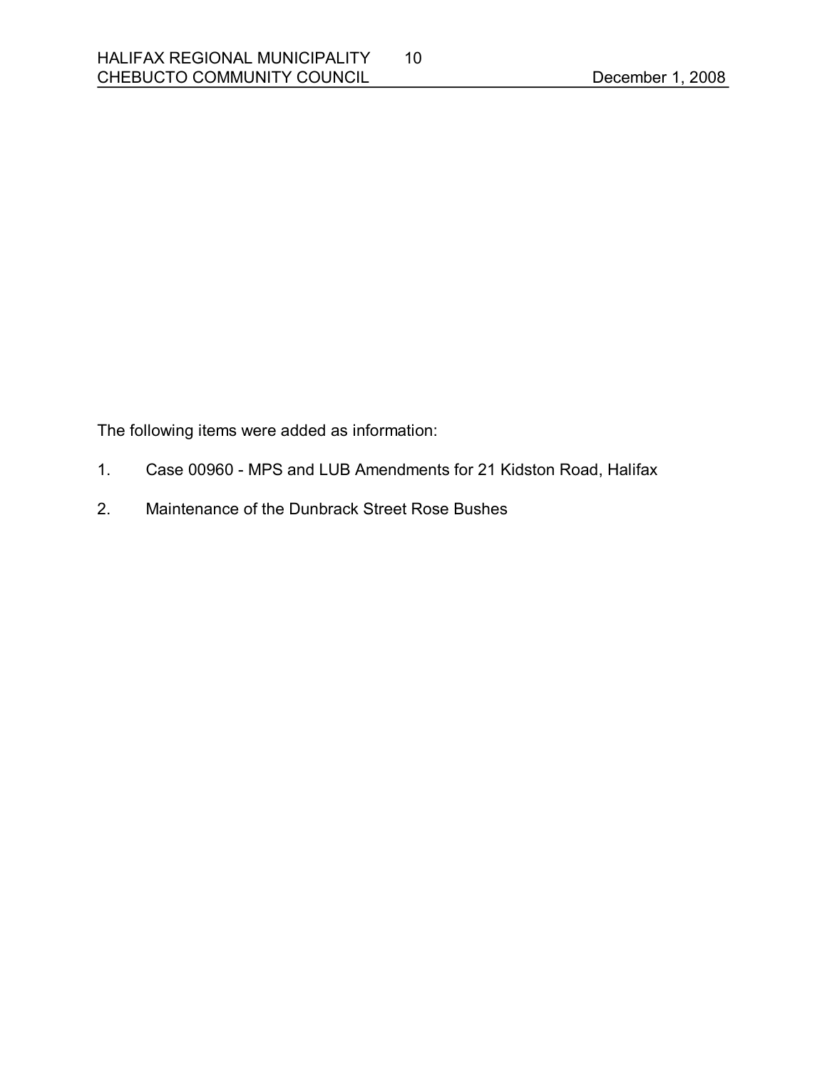The following items were added as information:

1. Case 00960 - MPS and LUB Amendments for 21 Kidston Road, Halifax
2. Maintenance of the Dunbrack Street Rose Bushes